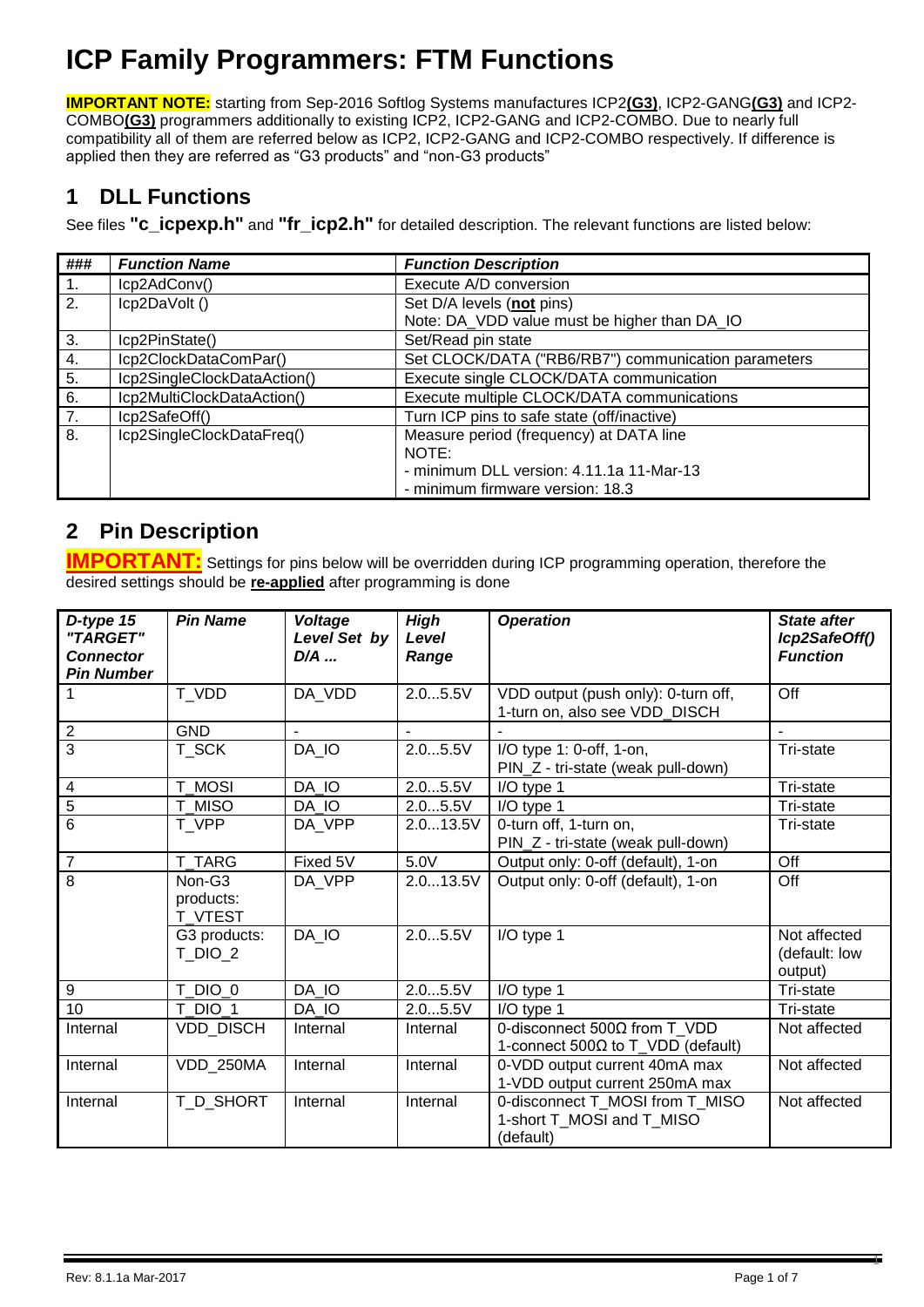# ICP Family Programmers: FTM Functions

**IMPORTANT NOTE:** starting from Sep-2016 Softlog Systems manufactures ICP2**(G3)**, ICP2-GANG**(G3)** and ICP2-COMBO**(G3)** programmers additionally to existing ICP2, ICP2-GANG and ICP2-COMBO. Due to nearly full compatibility all of them are referred below as ICP2, ICP2-GANG and ICP2-COMBO respectively. If difference is applied then they are referred as "G3 products" and "non-G3 products"

## 1 DLL Functions

See files **"c_icpexp.h"** and **"fr_icp2.h"** for detailed description. The relevant functions are listed below:

| *###* | *Function Name* | *Function Description* |
|---|---|---|
| 1. | Icp2AdConv() | Execute A/D conversion |
| 2. | Icp2DaVolt () | Set D/A levels (**not** pins)<br>Note: DA_VDD value must be higher than DA_IO |
| 3. | Icp2PinState() | Set/Read pin state |
| 4. | Icp2ClockDataComPar() | Set CLOCK/DATA ("RB6/RB7") communication parameters |
| 5. | Icp2SingleClockDataAction() | Execute single CLOCK/DATA communication |
| 6. | Icp2MultiClockDataAction() | Execute multiple CLOCK/DATA communications |
| 7. | Icp2SafeOff() | Turn ICP pins to safe state (off/inactive) |
| 8. | Icp2SingleClockDataFreq() | Measure period (frequency) at DATA line<br>NOTE:<br>- minimum DLL version: 4.11.1a 11-Mar-13<br>- minimum firmware version: 18.3 |

## 2 Pin Description

**IMPORTANT:** Settings for pins below will be overridden during ICP programming operation, therefore the desired settings should be **re-applied** after programming is done

| *D-type 15 "TARGET" Connector Pin Number* | *Pin Name* | *Voltage Level Set by D/A ...* | *High Level Range* | *Operation* | *State after Icp2SafeOff() Function* |
|---|---|---|---|---|---|
| 1 | T_VDD | DA_VDD | 2.0...5.5V | VDD output (push only): 0-turn off, 1-turn on, also see VDD_DISCH | Off |
| 2 | GND | - | - | - | - |
| 3 | T_SCK | DA_IO | 2.0...5.5V | I/O type 1: 0-off, 1-on,<br>PIN_Z - tri-state (weak pull-down) | Tri-state |
| 4 | T_MOSI | DA_IO | 2.0...5.5V | I/O type 1 | Tri-state |
| 5 | T_MISO | DA_IO | 2.0...5.5V | I/O type 1 | Tri-state |
| 6 | T_VPP | DA_VPP | 2.0...13.5V | 0-turn off, 1-turn on,<br>PIN_Z - tri-state (weak pull-down) | Tri-state |
| 7 | T_TARG | Fixed 5V | 5.0V | Output only: 0-off (default), 1-on | Off |
| 8 | Non-G3 products: T_VTEST | DA_VPP | 2.0...13.5V | Output only: 0-off (default), 1-on | Off |
| | G3 products: T_DIO_2 | DA_IO | 2.0...5.5V | I/O type 1 | Not affected (default: low output) |
| 9 | T_DIO_0 | DA_IO | 2.0...5.5V | I/O type 1 | Tri-state |
| 10 | T_DIO_1 | DA_IO | 2.0...5.5V | I/O type 1 | Tri-state |
| Internal | VDD_DISCH | Internal | Internal | 0-disconnect 500Ω from T_VDD<br>1-connect 500Ω to T_VDD (default) | Not affected |
| Internal | VDD_250MA | Internal | Internal | 0-VDD output current 40mA max<br>1-VDD output current 250mA max | Not affected |
| Internal | T_D_SHORT | Internal | Internal | 0-disconnect T_MOSI from T_MISO<br>1-short T_MOSI and T_MISO (default) | Not affected |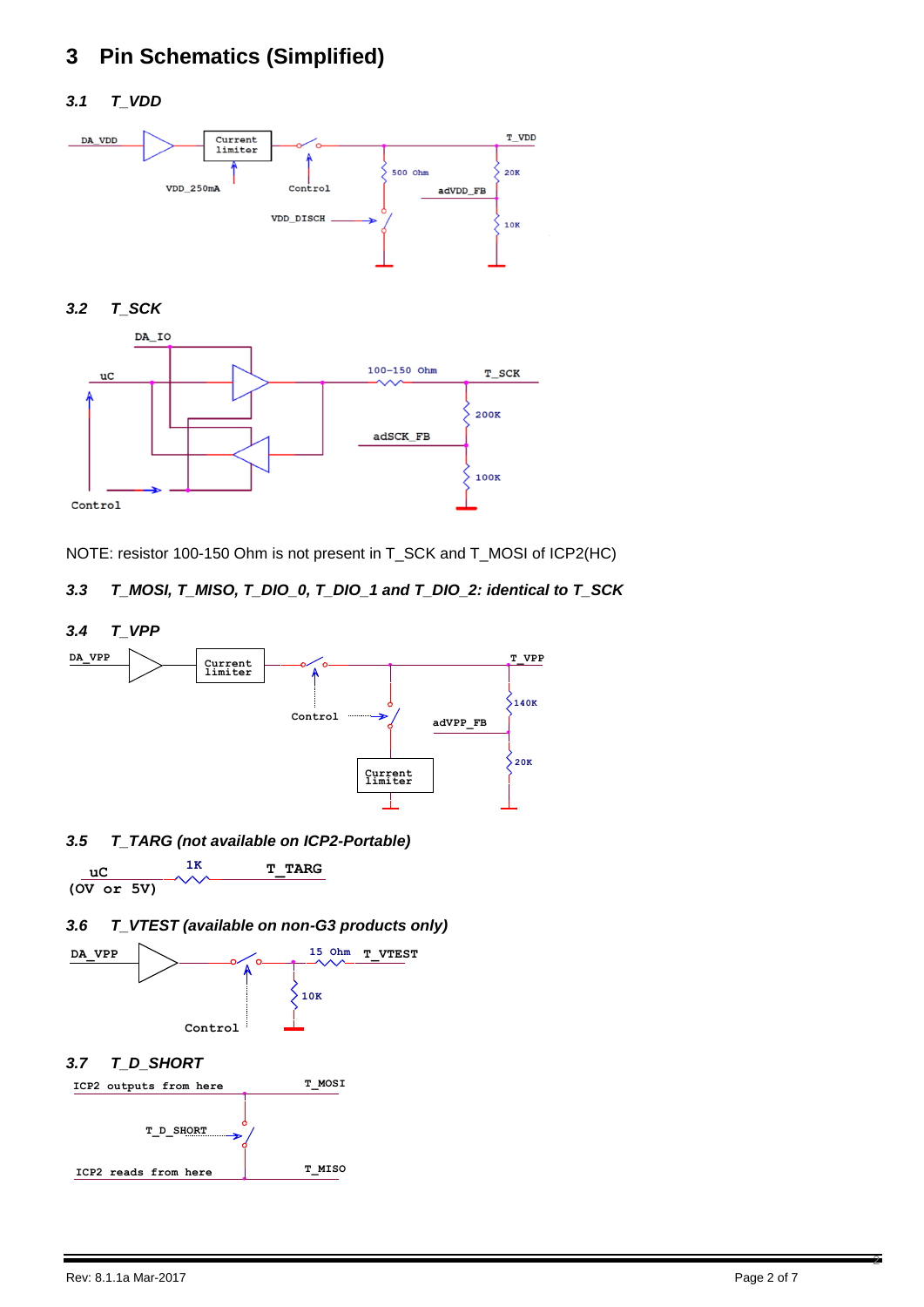# 3 Pin Schematics (Simplified)

### *3.1 T_VDD*

DA_VDD
Current limiter
T_VDD
500 Ohm
20K
VDD_250mA
Control
adVDD_FB
VDD_DISCH
10K

### *3.2 T_SCK*

DA_IO
uC
100-150 Ohm
T_SCK
200K
adSCK_FB
100K
Control

NOTE: resistor 100-150 Ohm is not present in T_SCK and T_MOSI of ICP2(HC)

### *3.3 T_MOSI, T_MISO, T_DIO_0, T_DIO_1 and T_DIO_2: identical to T_SCK*

### *3.4 T_VPP*

DA_VPP
Current limiter
T_VPP
140K
Control
adVPP_FB
Current limiter
20K

### *3.5 T_TARG (not available on ICP2-Portable)*

uC
(0V or 5V)
1K
T_TARG

### *3.6 T_VTEST (available on non-G3 products only)*

DA_VPP
15 Ohm
T_VTEST
10K
Control

### *3.7 T_D_SHORT*

ICP2 outputs from here
T_MOSI
T_D_SHORT
ICP2 reads from here
T_MISO

Rev: 8.1.1a Mar-2017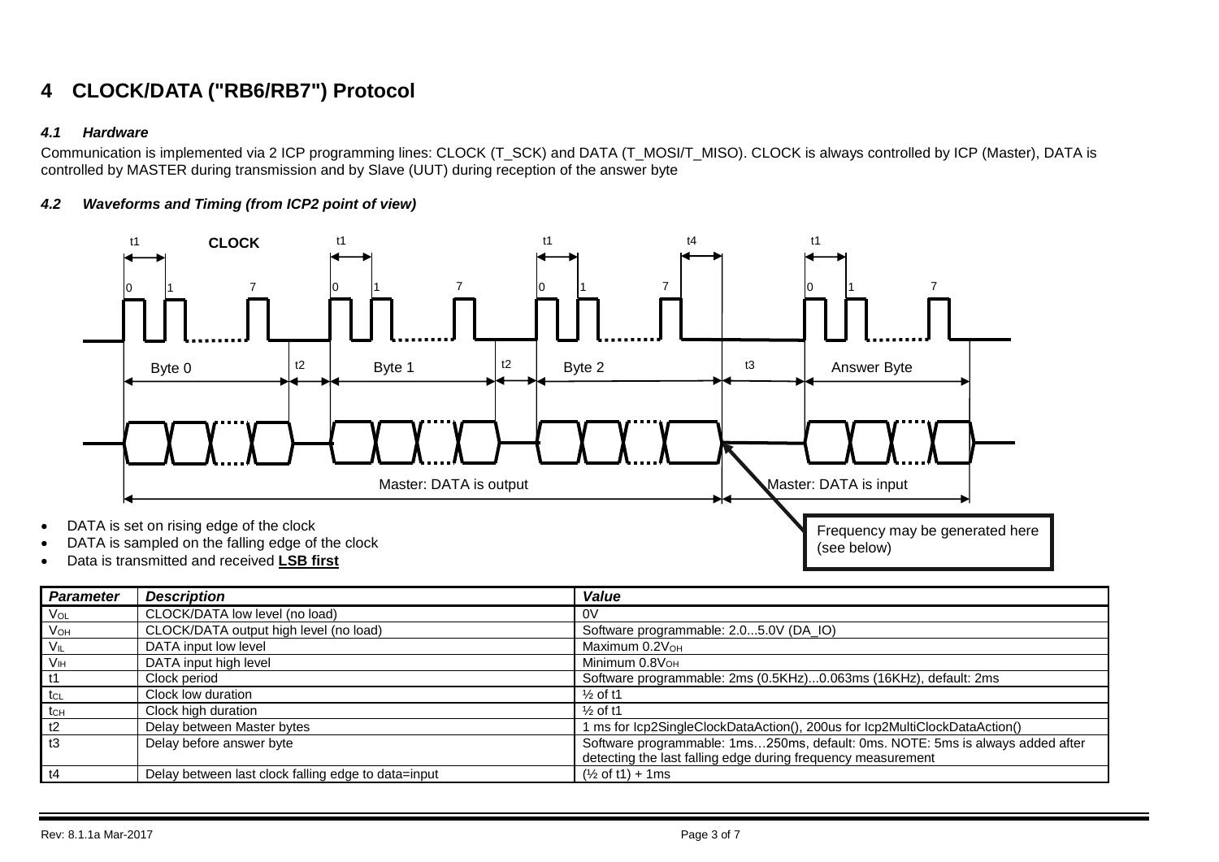# 4 CLOCK/DATA ("RB6/RB7") Protocol

### 4.1 Hardware

Communication is implemented via 2 ICP programming lines: CLOCK (T_SCK) and DATA (T_MOSI/T_MISO). CLOCK is always controlled by ICP (Master), DATA is controlled by MASTER during transmission and by Slave (UUT) during reception of the answer byte

### 4.2 Waveforms and Timing (from ICP2 point of view)

CLOCK

t1 t1 t1 t4 t1

0 1 7 0 1 7 0 1 7 0 1 7

Byte 0 t2 Byte 1 t2 Byte 2 t3 Answer Byte

Master: DATA is output

Master: DATA is input

Frequency may be generated here (see below)

- DATA is set on rising edge of the clock
- DATA is sampled on the falling edge of the clock
- Data is transmitted and received **LSB first**

| *Parameter* | *Description* | *Value* |
|---|---|---|
| $V_{OL}$ | CLOCK/DATA low level (no load) | 0V |
| $V_{OH}$ | CLOCK/DATA output high level (no load) | Software programmable: 2.0...5.0V (DA_IO) |
| $V_{IL}$ | DATA input low level | Maximum $0.2V_{OH}$ |
| $V_{IH}$ | DATA input high level | Minimum $0.8V_{OH}$ |
| t1 | Clock period | Software programmable: 2ms (0.5KHz)...0.063ms (16KHz), default: 2ms |
| $t_{CL}$ | Clock low duration | ½ of t1 |
| $t_{CH}$ | Clock high duration | ½ of t1 |
| t2 | Delay between Master bytes | 1 ms for Icp2SingleClockDataAction(), 200us for Icp2MultiClockDataAction() |
| t3 | Delay before answer byte | Software programmable: 1ms…250ms, default: 0ms. NOTE: 5ms is always added after detecting the last falling edge during frequency measurement |
| t4 | Delay between last clock falling edge to data=input | (½ of t1) + 1ms |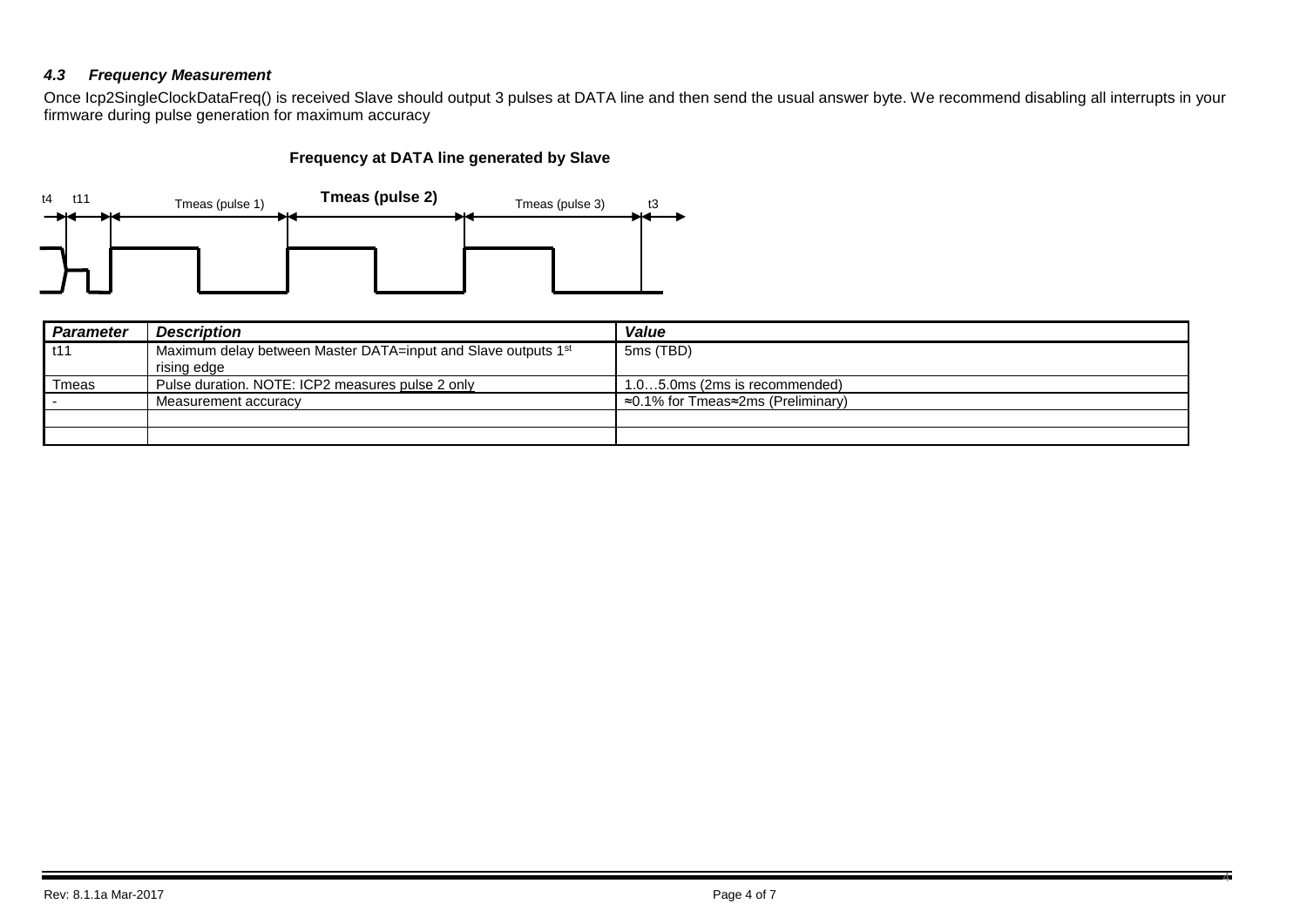### *4.3 Frequency Measurement*

Once Icp2SingleClockDataFreq() is received Slave should output 3 pulses at DATA line and then send the usual answer byte. We recommend disabling all interrupts in your firmware during pulse generation for maximum accuracy

**Frequency at DATA line generated by Slave**

t4 t11 Tmeas (pulse 1) **Tmeas (pulse 2)** Tmeas (pulse 3) t3

| *Parameter* | *Description* | *Value* |
|---|---|---|
| t11 | Maximum delay between Master DATA=input and Slave outputs 1st rising edge | 5ms (TBD) |
| Tmeas | Pulse duration. NOTE: ICP2 measures pulse 2 only | 1.0…5.0ms (2ms is recommended) |
| - | Measurement accuracy | ≈0.1% for Tmeas≈2ms (Preliminary) |
| | | |
| | | |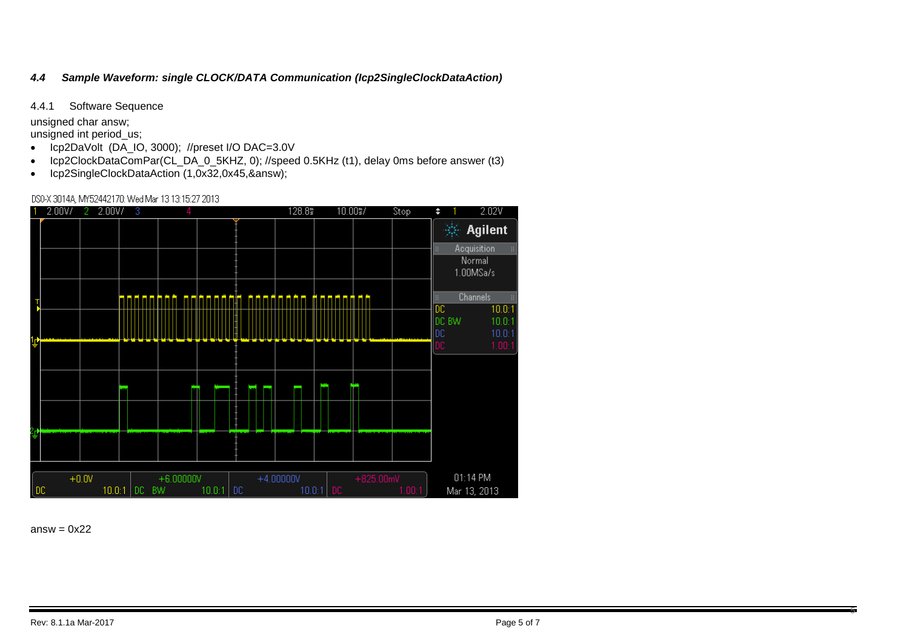### *4.4 Sample Waveform: single CLOCK/DATA Communication (Icp2SingleClockDataAction)*

#### 4.4.1 Software Sequence

unsigned char answ;
unsigned int period_us;

- Icp2DaVolt (DA_IO, 3000); //preset I/O DAC=3.0V
- Icp2ClockDataComPar(CL_DA_0_5KHZ, 0); //speed 0.5KHz (t1), delay 0ms before answer (t3)
- Icp2SingleClockDataAction (1,0x32,0x45,&answ);

DSO-X 3014A, MY52442170: Wed Mar 13 13:15:27 2013

1 2.00V/ 2 2.00V/ 3 4 128.8s 10.00ms/ Stop 1 2.02V

Agilent
Acquisition
Normal
1.00MSa/s

Channels
DC 10.0:1
DC BW 10.0:1
DC 10.0:1
DC 1.00:1

+0.0V DC 10.0:1
+6.00000V DC BW 10.0:1
+4.00000V DC 10.0:1
+825.00mV DC 1.00:1

01:14 PM
Mar 13, 2013

answ = 0x22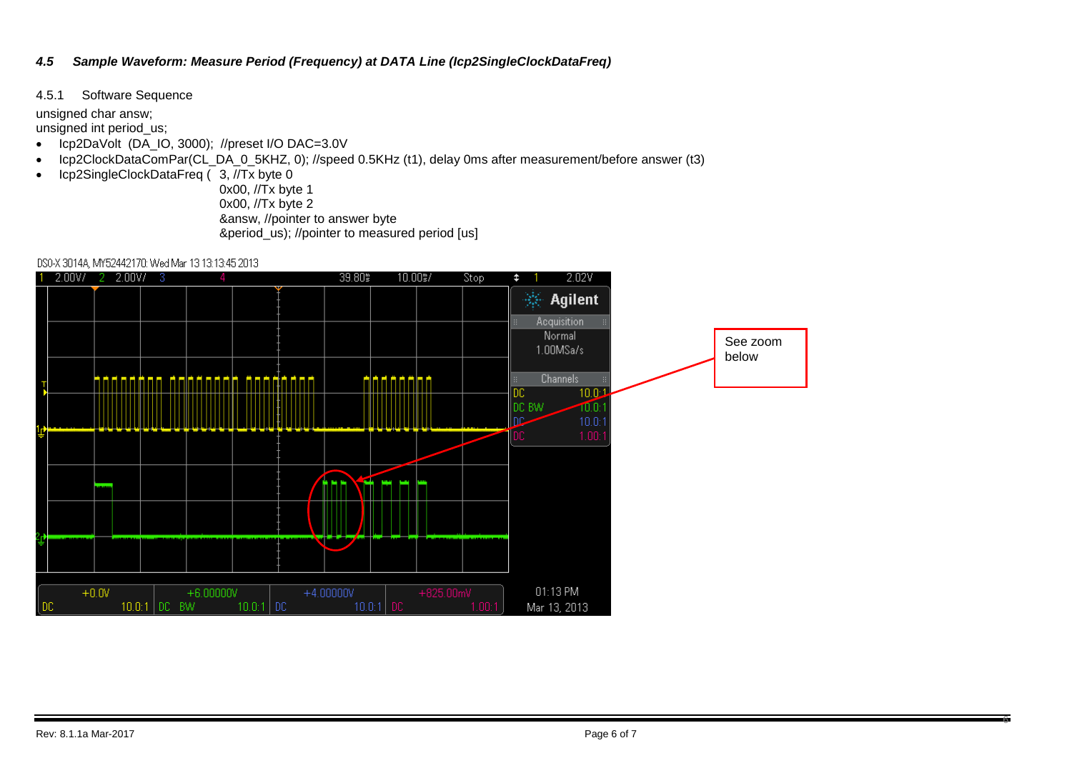#### *4.5 Sample Waveform: Measure Period (Frequency) at DATA Line (Icp2SingleClockDataFreq)*

4.5.1 Software Sequence

unsigned char answ;
unsigned int period_us;

- Icp2DaVolt (DA_IO, 3000); //preset I/O DAC=3.0V
- Icp2ClockDataComPar(CL_DA_0_5KHZ, 0); //speed 0.5KHz (t1), delay 0ms after measurement/before answer (t3)
- Icp2SingleClockDataFreq ( 3, //Tx byte 0
  0x00, //Tx byte 1
  0x00, //Tx byte 2
  &answ, //pointer to answer byte
  &period_us); //pointer to measured period [us]

DSO-X 3014A, MY52442170: Wed Mar 13 13:13:45 2013

1 2.00V/ 2 2.00V/ 3 4 39.80s 10.00s/ Stop 1 2.02V

Agilent

Acquisition
Normal
1.00MSa/s

Channels
DC 10.0:1
DC BW 10.0:1
DC 10.0:1
DC 1.00:1

+0.0V DC 10.0:1
+6.00000V DC BW 10.0:1
+4.00000V DC 10.0:1
+825.00mV DC 1.00:1

01:13 PM
Mar 13, 2013

See zoom below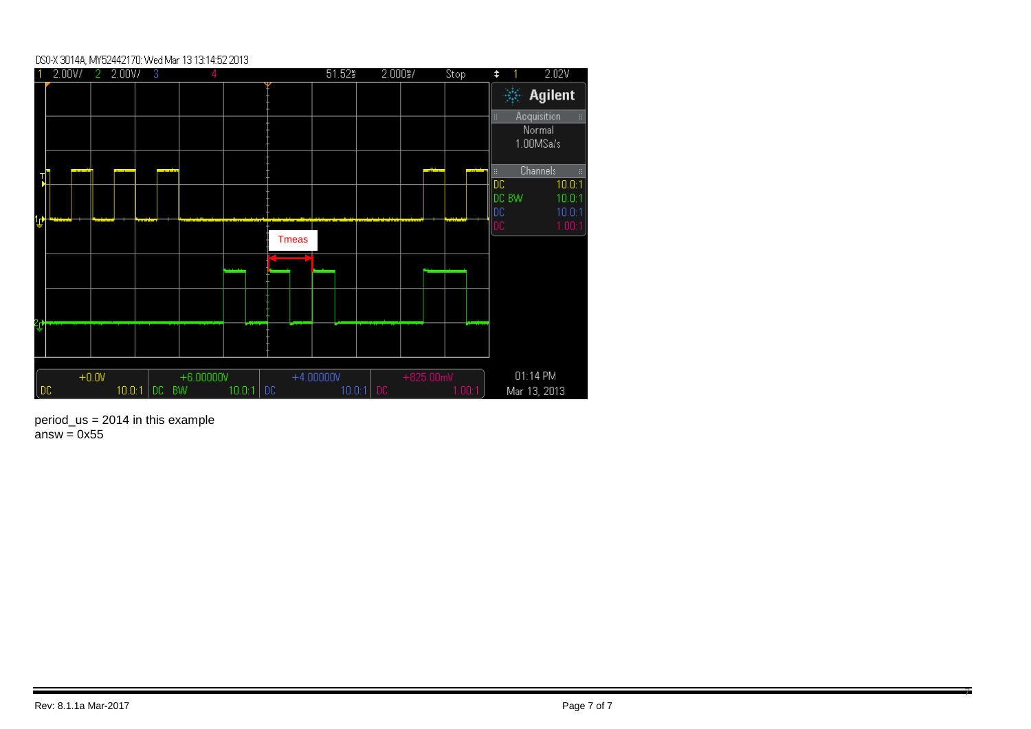DSO-X 3014A, MY52442170: Wed Mar 13 13:14:52 2013

1 2.00V/ 2 2.00V/ 3 4 51.52s 2.000s/ Stop 1 2.02V

Agilent

Acquisition

Normal

1.00MSa/s

Channels

DC 10.0:1

DC BW 10.0:1

DC 10.0:1

DC 1.00:1

Tmeas

+0.0V DC 10.0:1

+6.00000V DC BW 10.0:1

+4.00000V DC 10.0:1

+825.00mV DC 1.00:1

01:14 PM

Mar 13, 2013

period_us = 2014 in this example

answ = 0x55